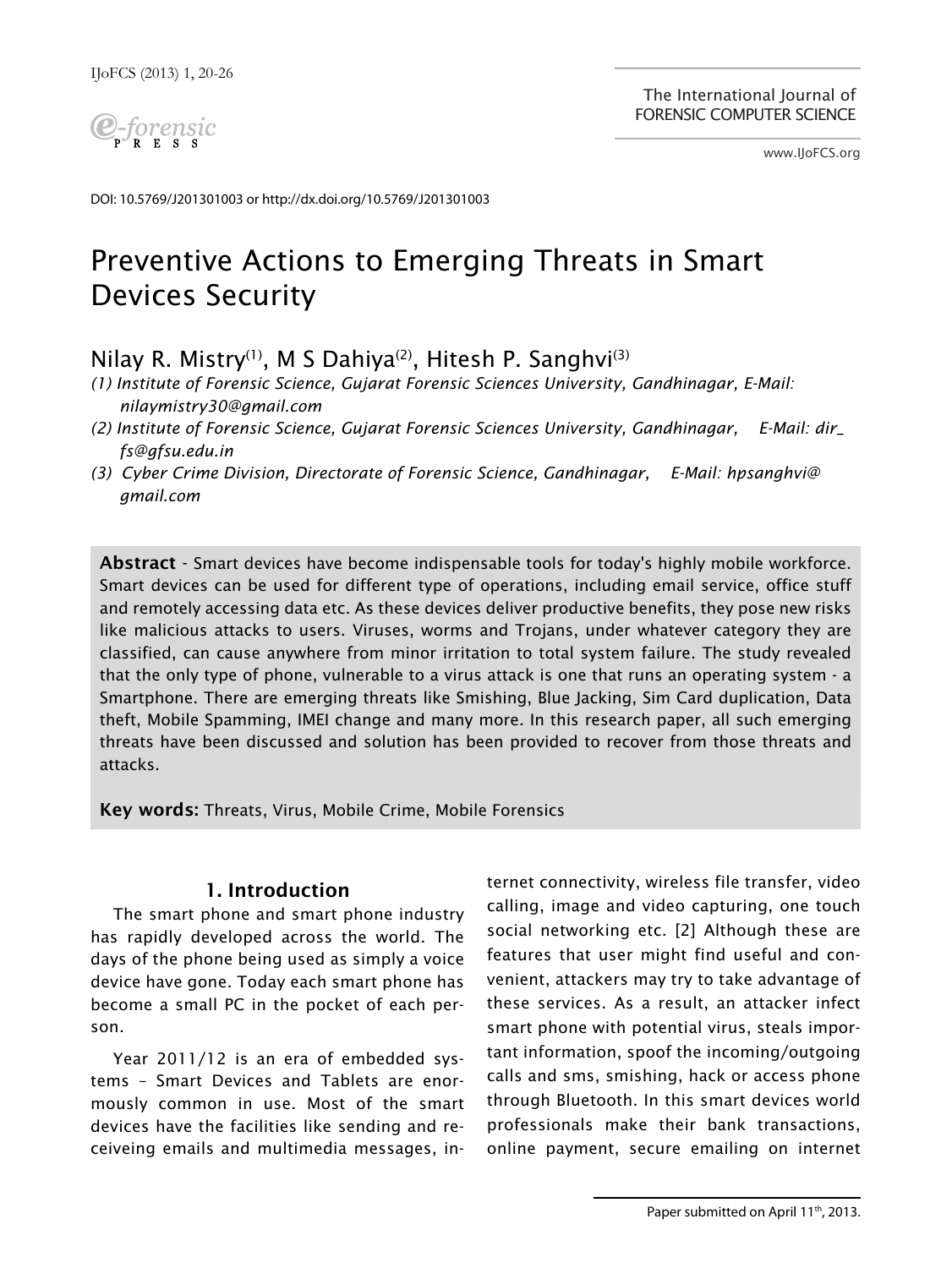DOI: 10.5769/J201301003 or http://dx.doi.org/10.5769/J201301003

# Preventive Actions to Emerging Threats in Smart Devices Security

Nilay R. Mistry(1), M S Dahiya(2), Hitesh P. Sanghvi(3)

*(1) Institute of Forensic Science, Gujarat Forensic Sciences University, Gandhinagar, E-Mail: nilaymistry30@gmail.com*

*(2) Institute of Forensic Science, Gujarat Forensic Sciences University, Gandhinagar, E-Mail: dir_fs@gfsu.edu.in*

*(3) Cyber Crime Division, Directorate of Forensic Science, Gandhinagar, E-Mail: hpsanghvi@gmail.com*

**Abstract** - Smart devices have become indispensable tools for today's highly mobile workforce. Smart devices can be used for different type of operations, including email service, office stuff and remotely accessing data etc. As these devices deliver productive benefits, they pose new risks like malicious attacks to users. Viruses, worms and Trojans, under whatever category they are classified, can cause anywhere from minor irritation to total system failure. The study revealed that the only type of phone, vulnerable to a virus attack is one that runs an operating system - a Smartphone. There are emerging threats like Smishing, Blue Jacking, Sim Card duplication, Data theft, Mobile Spamming, IMEI change and many more. In this research paper, all such emerging threats have been discussed and solution has been provided to recover from those threats and attacks.

**Key words:** Threats, Virus, Mobile Crime, Mobile Forensics

## 1. Introduction

The smart phone and smart phone industry has rapidly developed across the world. The days of the phone being used as simply a voice device have gone. Today each smart phone has become a small PC in the pocket of each person.

Year 2011/12 is an era of embedded systems – Smart Devices and Tablets are enormously common in use. Most of the smart devices have the facilities like sending and receiveing emails and multimedia messages, internet connectivity, wireless file transfer, video calling, image and video capturing, one touch social networking etc. [2] Although these are features that user might find useful and convenient, attackers may try to take advantage of these services. As a result, an attacker infect smart phone with potential virus, steals important information, spoof the incoming/outgoing calls and sms, smishing, hack or access phone through Bluetooth. In this smart devices world professionals make their bank transactions, online payment, secure emailing on internet

Paper submitted on April 11th, 2013.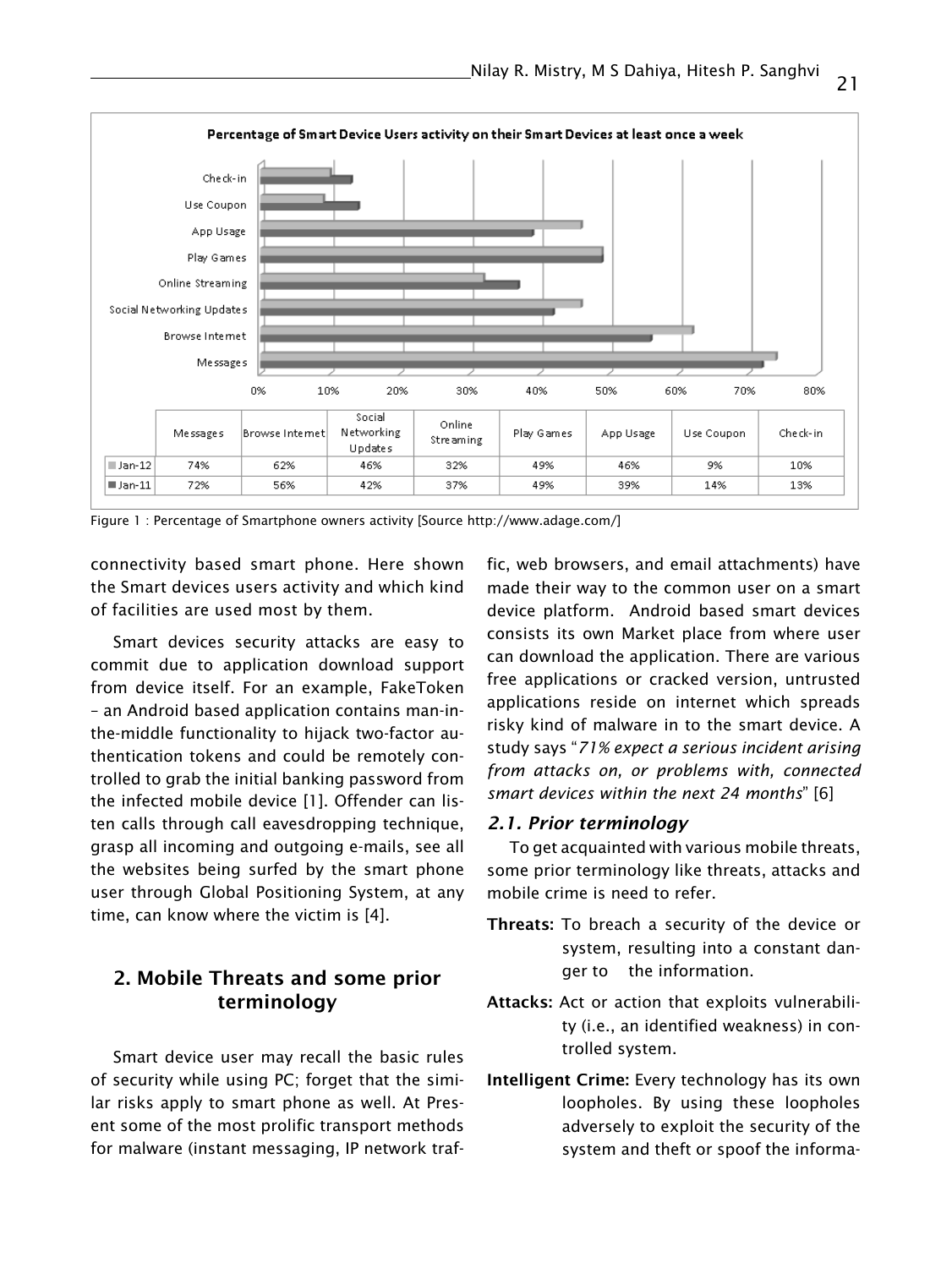**Percentage of Smart Device Users activity on their Smart Devices at least once a week**

| | Messages | Browse Internet | Social Networking Updates | Online Streaming | Play Games | App Usage | Use Coupon | Check-in |
|---|---|---|---|---|---|---|---|---|
| Jan-12 | 74% | 62% | 46% | 32% | 49% | 46% | 9% | 10% |
| Jan-11 | 72% | 56% | 42% | 37% | 49% | 39% | 14% | 13% |

Figure 1 : Percentage of Smartphone owners activity [Source http://www.adage.com/]

connectivity based smart phone. Here shown the Smart devices users activity and which kind of facilities are used most by them.

Smart devices security attacks are easy to commit due to application download support from device itself. For an example, FakeToken – an Android based application contains man-in-the-middle functionality to hijack two-factor authentication tokens and could be remotely controlled to grab the initial banking password from the infected mobile device [1]. Offender can listen calls through call eavesdropping technique, grasp all incoming and outgoing e-mails, see all the websites being surfed by the smart phone user through Global Positioning System, at any time, can know where the victim is [4].

## 2. Mobile Threats and some prior terminology

Smart device user may recall the basic rules of security while using PC; forget that the similar risks apply to smart phone as well. At Present some of the most prolific transport methods for malware (instant messaging, IP network traffic, web browsers, and email attachments) have made their way to the common user on a smart device platform. Android based smart devices consists its own Market place from where user can download the application. There are various free applications or cracked version, untrusted applications reside on internet which spreads risky kind of malware in to the smart device. A study says "*71% expect a serious incident arising from attacks on, or problems with, connected smart devices within the next 24 months*" [6]

### *2.1. Prior terminology*

To get acquainted with various mobile threats, some prior terminology like threats, attacks and mobile crime is need to refer.

**Threats:** To breach a security of the device or system, resulting into a constant danger to the information.

**Attacks:** Act or action that exploits vulnerability (i.e., an identified weakness) in controlled system.

**Intelligent Crime:** Every technology has its own loopholes. By using these loopholes adversely to exploit the security of the system and theft or spoof the informa-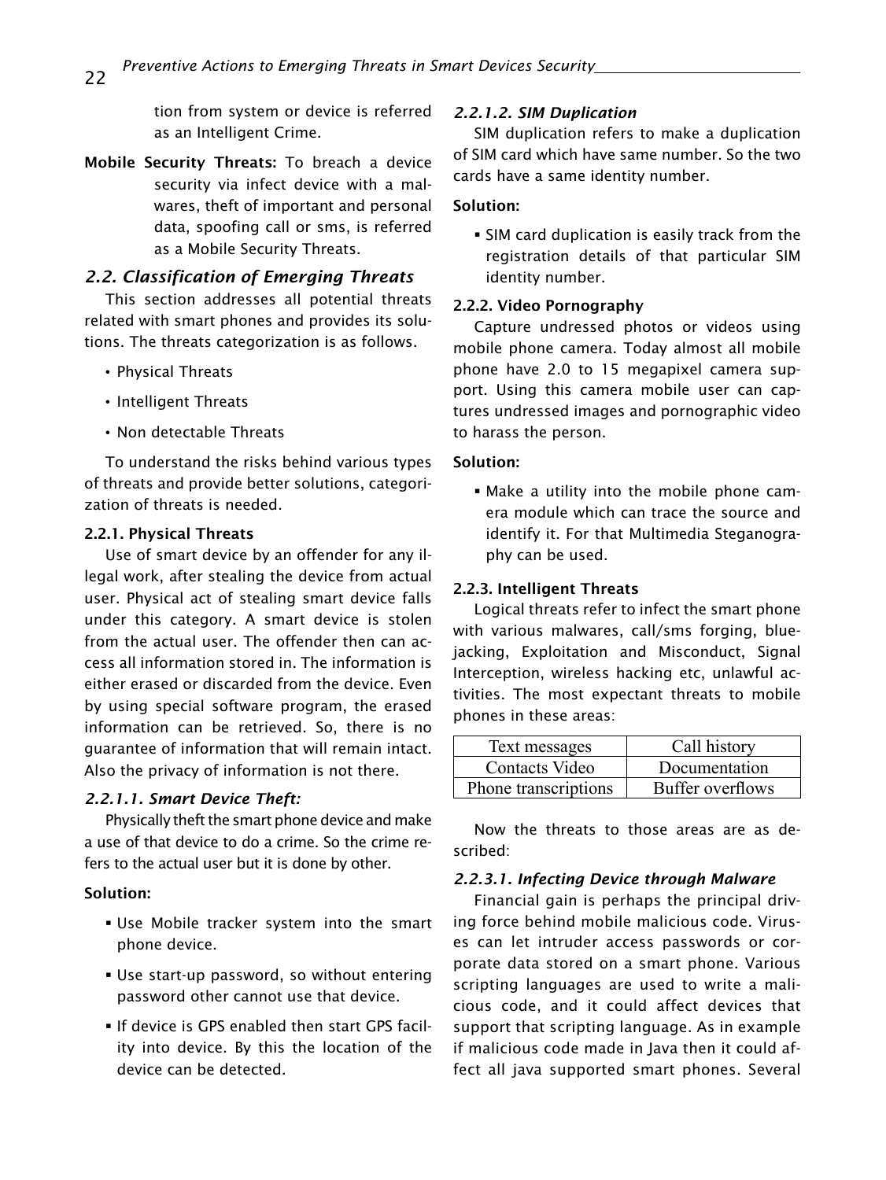tion from system or device is referred as an Intelligent Crime.

**Mobile Security Threats:** To breach a device security via infect device with a malwares, theft of important and personal data, spoofing call or sms, is referred as a Mobile Security Threats.

## *2.2. Classification of Emerging Threats*

This section addresses all potential threats related with smart phones and provides its solutions. The threats categorization is as follows.

- Physical Threats
- Intelligent Threats
- Non detectable Threats

To understand the risks behind various types of threats and provide better solutions, categorization of threats is needed.

### 2.2.1. Physical Threats

Use of smart device by an offender for any illegal work, after stealing the device from actual user. Physical act of stealing smart device falls under this category. A smart device is stolen from the actual user. The offender then can access all information stored in. The information is either erased or discarded from the device. Even by using special software program, the erased information can be retrieved. So, there is no guarantee of information that will remain intact. Also the privacy of information is not there.

#### *2.2.1.1. Smart Device Theft:*

Physically theft the smart phone device and make a use of that device to do a crime. So the crime refers to the actual user but it is done by other.

**Solution:**

- Use Mobile tracker system into the smart phone device.
- Use start-up password, so without entering password other cannot use that device.
- If device is GPS enabled then start GPS facility into device. By this the location of the device can be detected.

#### *2.2.1.2. SIM Duplication*

SIM duplication refers to make a duplication of SIM card which have same number. So the two cards have a same identity number.

**Solution:**

- SIM card duplication is easily track from the registration details of that particular SIM identity number.

### 2.2.2. Video Pornography

Capture undressed photos or videos using mobile phone camera. Today almost all mobile phone have 2.0 to 15 megapixel camera support. Using this camera mobile user can captures undressed images and pornographic video to harass the person.

**Solution:**

- Make a utility into the mobile phone camera module which can trace the source and identify it. For that Multimedia Steganography can be used.

### 2.2.3. Intelligent Threats

Logical threats refer to infect the smart phone with various malwares, call/sms forging, bluejacking, Exploitation and Misconduct, Signal Interception, wireless hacking etc, unlawful activities. The most expectant threats to mobile phones in these areas:

| Text messages | Call history |
|---|---|
| Contacts Video | Documentation |
| Phone transcriptions | Buffer overflows |

Now the threats to those areas are as described:

#### *2.2.3.1. Infecting Device through Malware*

Financial gain is perhaps the principal driving force behind mobile malicious code. Viruses can let intruder access passwords or corporate data stored on a smart phone. Various scripting languages are used to write a malicious code, and it could affect devices that support that scripting language. As in example if malicious code made in Java then it could affect all java supported smart phones. Several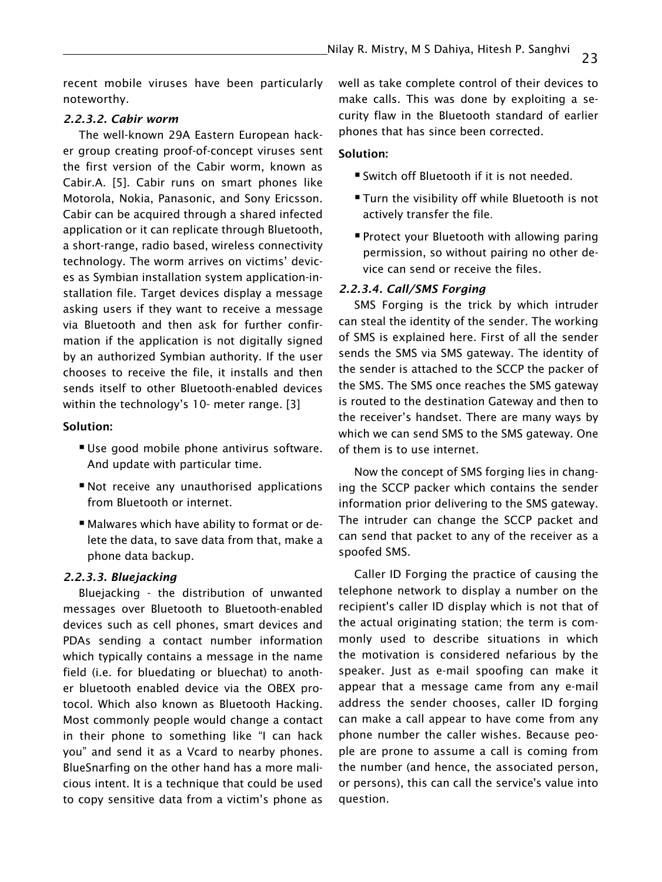recent mobile viruses have been particularly noteworthy.

#### *2.2.3.2. Cabir worm*

The well-known 29A Eastern European hacker group creating proof-of-concept viruses sent the first version of the Cabir worm, known as Cabir.A. [5]. Cabir runs on smart phones like Motorola, Nokia, Panasonic, and Sony Ericsson. Cabir can be acquired through a shared infected application or it can replicate through Bluetooth, a short-range, radio based, wireless connectivity technology. The worm arrives on victims' devices as Symbian installation system application-installation file. Target devices display a message asking users if they want to receive a message via Bluetooth and then ask for further confirmation if the application is not digitally signed by an authorized Symbian authority. If the user chooses to receive the file, it installs and then sends itself to other Bluetooth-enabled devices within the technology's 10- meter range. [3]

**Solution:**

- Use good mobile phone antivirus software. And update with particular time.
- Not receive any unauthorised applications from Bluetooth or internet.
- Malwares which have ability to format or delete the data, to save data from that, make a phone data backup.

#### *2.2.3.3. Bluejacking*

Bluejacking - the distribution of unwanted messages over Bluetooth to Bluetooth-enabled devices such as cell phones, smart devices and PDAs sending a contact number information which typically contains a message in the name field (i.e. for bluedating or bluechat) to another bluetooth enabled device via the OBEX protocol. Which also known as Bluetooth Hacking. Most commonly people would change a contact in their phone to something like "I can hack you" and send it as a Vcard to nearby phones. BlueSnarfing on the other hand has a more malicious intent. It is a technique that could be used to copy sensitive data from a victim's phone as well as take complete control of their devices to make calls. This was done by exploiting a security flaw in the Bluetooth standard of earlier phones that has since been corrected.

**Solution:**

- Switch off Bluetooth if it is not needed.
- Turn the visibility off while Bluetooth is not actively transfer the file.
- Protect your Bluetooth with allowing paring permission, so without pairing no other device can send or receive the files.

#### *2.2.3.4. Call/SMS Forging*

SMS Forging is the trick by which intruder can steal the identity of the sender. The working of SMS is explained here. First of all the sender sends the SMS via SMS gateway. The identity of the sender is attached to the SCCP the packer of the SMS. The SMS once reaches the SMS gateway is routed to the destination Gateway and then to the receiver's handset. There are many ways by which we can send SMS to the SMS gateway. One of them is to use internet.

Now the concept of SMS forging lies in changing the SCCP packer which contains the sender information prior delivering to the SMS gateway. The intruder can change the SCCP packet and can send that packet to any of the receiver as a spoofed SMS.

Caller ID Forging the practice of causing the telephone network to display a number on the recipient's caller ID display which is not that of the actual originating station; the term is commonly used to describe situations in which the motivation is considered nefarious by the speaker. Just as e-mail spoofing can make it appear that a message came from any e-mail address the sender chooses, caller ID forging can make a call appear to have come from any phone number the caller wishes. Because people are prone to assume a call is coming from the number (and hence, the associated person, or persons), this can call the service's value into question.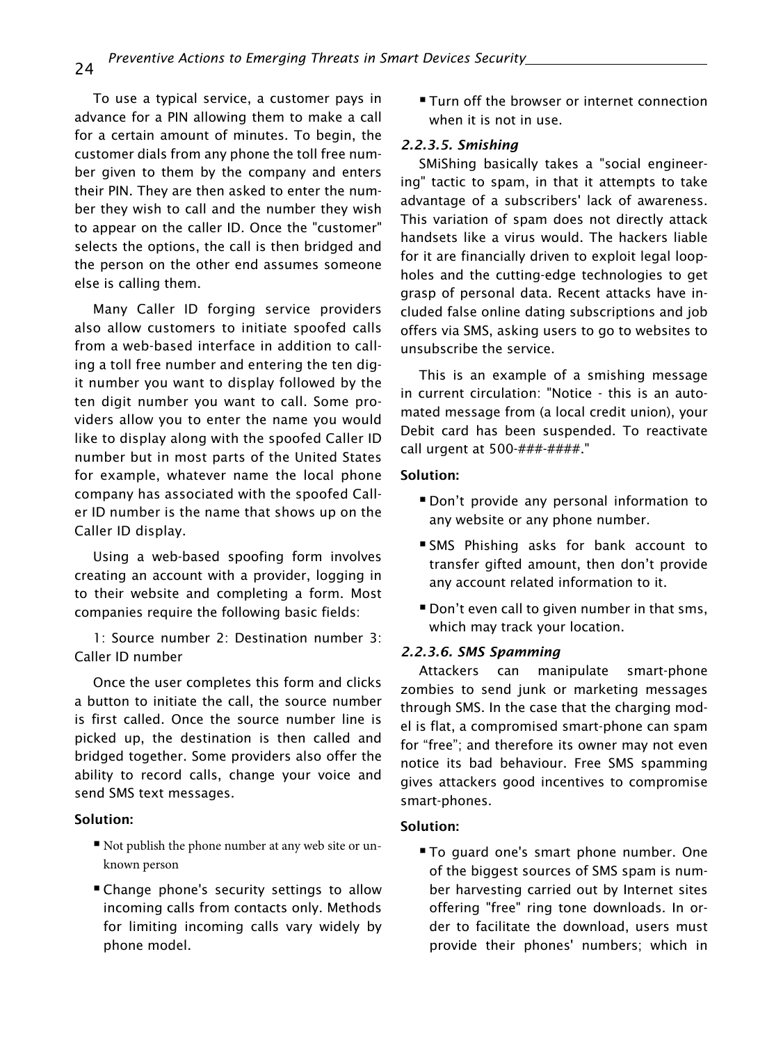To use a typical service, a customer pays in advance for a PIN allowing them to make a call for a certain amount of minutes. To begin, the customer dials from any phone the toll free number given to them by the company and enters their PIN. They are then asked to enter the number they wish to call and the number they wish to appear on the caller ID. Once the "customer" selects the options, the call is then bridged and the person on the other end assumes someone else is calling them.

Many Caller ID forging service providers also allow customers to initiate spoofed calls from a web-based interface in addition to calling a toll free number and entering the ten digit number you want to display followed by the ten digit number you want to call. Some providers allow you to enter the name you would like to display along with the spoofed Caller ID number but in most parts of the United States for example, whatever name the local phone company has associated with the spoofed Caller ID number is the name that shows up on the Caller ID display.

Using a web-based spoofing form involves creating an account with a provider, logging in to their website and completing a form. Most companies require the following basic fields:

1: Source number 2: Destination number 3: Caller ID number

Once the user completes this form and clicks a button to initiate the call, the source number is first called. Once the source number line is picked up, the destination is then called and bridged together. Some providers also offer the ability to record calls, change your voice and send SMS text messages.

**Solution:**

- Not publish the phone number at any web site or unknown person
- Change phone's security settings to allow incoming calls from contacts only. Methods for limiting incoming calls vary widely by phone model.
- Turn off the browser or internet connection when it is not in use.

#### *2.2.3.5. Smishing*

SMiShing basically takes a "social engineering" tactic to spam, in that it attempts to take advantage of a subscribers' lack of awareness. This variation of spam does not directly attack handsets like a virus would. The hackers liable for it are financially driven to exploit legal loopholes and the cutting-edge technologies to get grasp of personal data. Recent attacks have included false online dating subscriptions and job offers via SMS, asking users to go to websites to unsubscribe the service.

This is an example of a smishing message in current circulation: "Notice - this is an automated message from (a local credit union), your Debit card has been suspended. To reactivate call urgent at 500-###-####."

**Solution:**

- Don't provide any personal information to any website or any phone number.
- SMS Phishing asks for bank account to transfer gifted amount, then don't provide any account related information to it.
- Don't even call to given number in that sms, which may track your location.

#### *2.2.3.6. SMS Spamming*

Attackers can manipulate smart-phone zombies to send junk or marketing messages through SMS. In the case that the charging model is flat, a compromised smart-phone can spam for "free"; and therefore its owner may not even notice its bad behaviour. Free SMS spamming gives attackers good incentives to compromise smart-phones.

**Solution:**

- To guard one's smart phone number. One of the biggest sources of SMS spam is number harvesting carried out by Internet sites offering "free" ring tone downloads. In order to facilitate the download, users must provide their phones' numbers; which in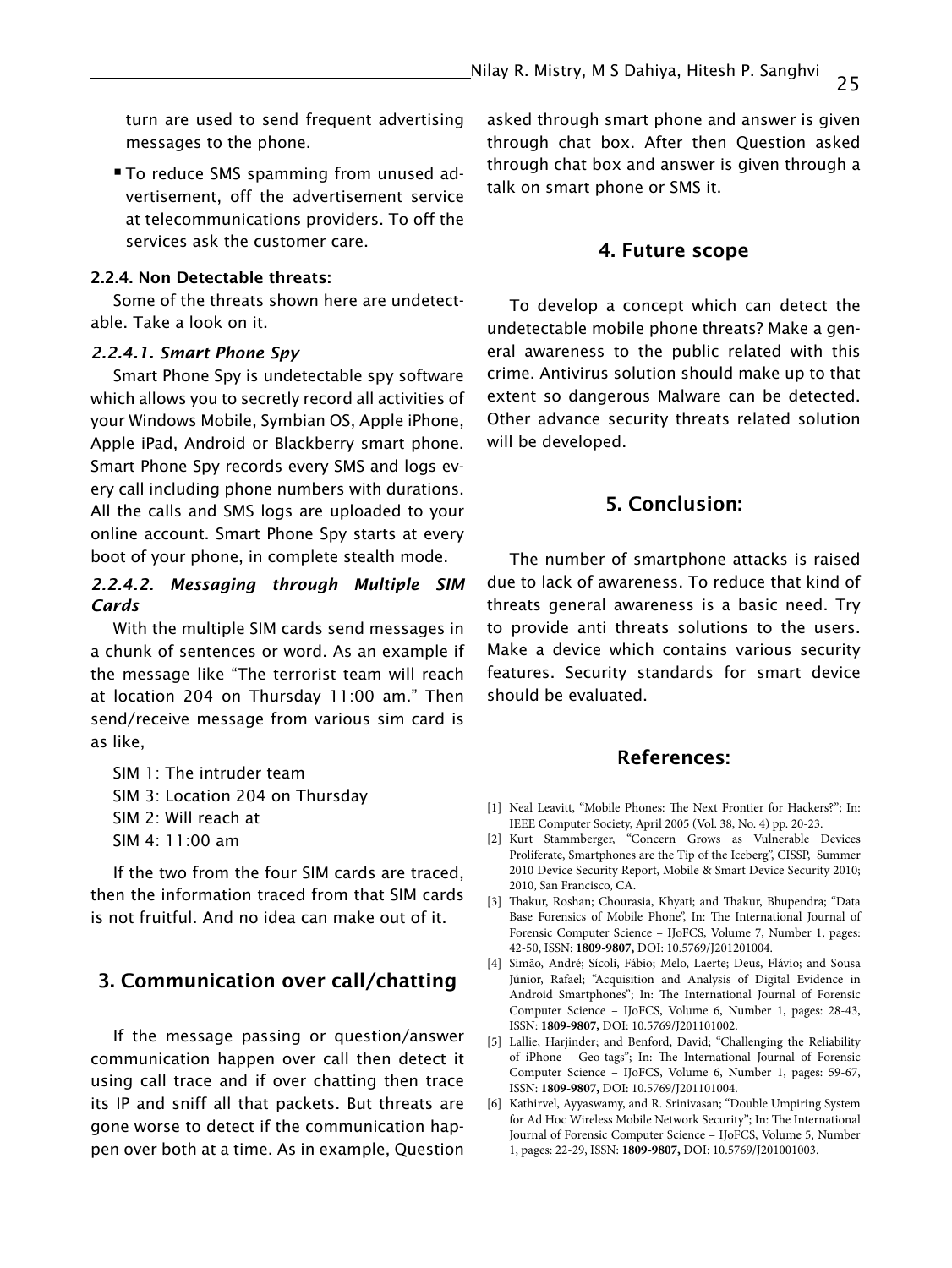turn are used to send frequent advertising messages to the phone.

- To reduce SMS spamming from unused advertisement, off the advertisement service at telecommunications providers. To off the services ask the customer care.

#### 2.2.4. Non Detectable threats:

Some of the threats shown here are undetectable. Take a look on it.

##### *2.2.4.1. Smart Phone Spy*

Smart Phone Spy is undetectable spy software which allows you to secretly record all activities of your Windows Mobile, Symbian OS, Apple iPhone, Apple iPad, Android or Blackberry smart phone. Smart Phone Spy records every SMS and logs every call including phone numbers with durations. All the calls and SMS logs are uploaded to your online account. Smart Phone Spy starts at every boot of your phone, in complete stealth mode.

##### *2.2.4.2. Messaging through Multiple SIM Cards*

With the multiple SIM cards send messages in a chunk of sentences or word. As an example if the message like "The terrorist team will reach at location 204 on Thursday 11:00 am." Then send/receive message from various sim card is as like,

SIM 1: The intruder team
SIM 3: Location 204 on Thursday
SIM 2: Will reach at
SIM 4: 11:00 am

If the two from the four SIM cards are traced, then the information traced from that SIM cards is not fruitful. And no idea can make out of it.

## 3. Communication over call/chatting

If the message passing or question/answer communication happen over call then detect it using call trace and if over chatting then trace its IP and sniff all that packets. But threats are gone worse to detect if the communication happen over both at a time. As in example, Question asked through smart phone and answer is given through chat box. After then Question asked through chat box and answer is given through a talk on smart phone or SMS it.

## 4. Future scope

To develop a concept which can detect the undetectable mobile phone threats? Make a general awareness to the public related with this crime. Antivirus solution should make up to that extent so dangerous Malware can be detected. Other advance security threats related solution will be developed.

## 5. Conclusion:

The number of smartphone attacks is raised due to lack of awareness. To reduce that kind of threats general awareness is a basic need. Try to provide anti threats solutions to the users. Make a device which contains various security features. Security standards for smart device should be evaluated.

## References:

[1] Neal Leavitt, "Mobile Phones: The Next Frontier for Hackers?"; In: IEEE Computer Society, April 2005 (Vol. 38, No. 4) pp. 20-23.

[2] Kurt Stammberger, "Concern Grows as Vulnerable Devices Proliferate, Smartphones are the Tip of the Iceberg", CISSP, Summer 2010 Device Security Report, Mobile & Smart Device Security 2010; 2010, San Francisco, CA.

[3] Thakur, Roshan; Chourasia, Khyati; and Thakur, Bhupendra; "Data Base Forensics of Mobile Phone", In: The International Journal of Forensic Computer Science – IJoFCS, Volume 7, Number 1, pages: 42-50, ISSN: **1809-9807,** DOI: 10.5769/J201201004.

[4] Simão, André; Sícoli, Fábio; Melo, Laerte; Deus, Flávio; and Sousa Júnior, Rafael; "Acquisition and Analysis of Digital Evidence in Android Smartphones"; In: The International Journal of Forensic Computer Science – IJoFCS, Volume 6, Number 1, pages: 28-43, ISSN: **1809-9807,** DOI: 10.5769/J201101002.

[5] Lallie, Harjinder; and Benford, David; "Challenging the Reliability of iPhone - Geo-tags"; In: The International Journal of Forensic Computer Science – IJoFCS, Volume 6, Number 1, pages: 59-67, ISSN: **1809-9807,** DOI: 10.5769/J201101004.

[6] Kathirvel, Ayyaswamy, and R. Srinivasan; "Double Umpiring System for Ad Hoc Wireless Mobile Network Security"; In: The International Journal of Forensic Computer Science – IJoFCS, Volume 5, Number 1, pages: 22-29, ISSN: **1809-9807,** DOI: 10.5769/J201001003.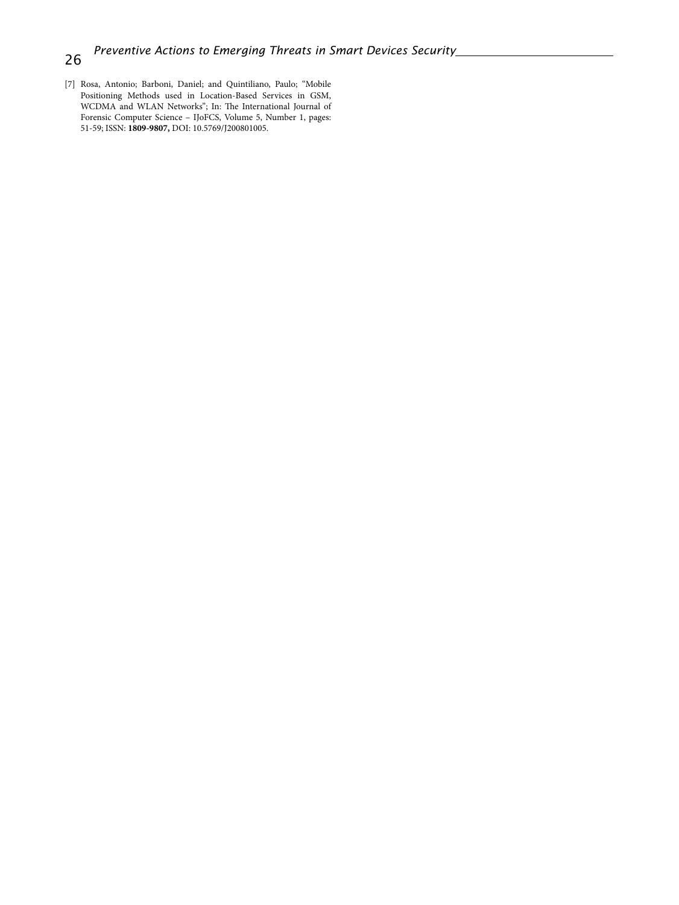[7] Rosa, Antonio; Barboni, Daniel; and Quintiliano, Paulo; "Mobile Positioning Methods used in Location-Based Services in GSM, WCDMA and WLAN Networks"; In: The International Journal of Forensic Computer Science – IJoFCS, Volume 5, Number 1, pages: 51-59; ISSN: **1809-9807,** DOI: 10.5769/J200801005.